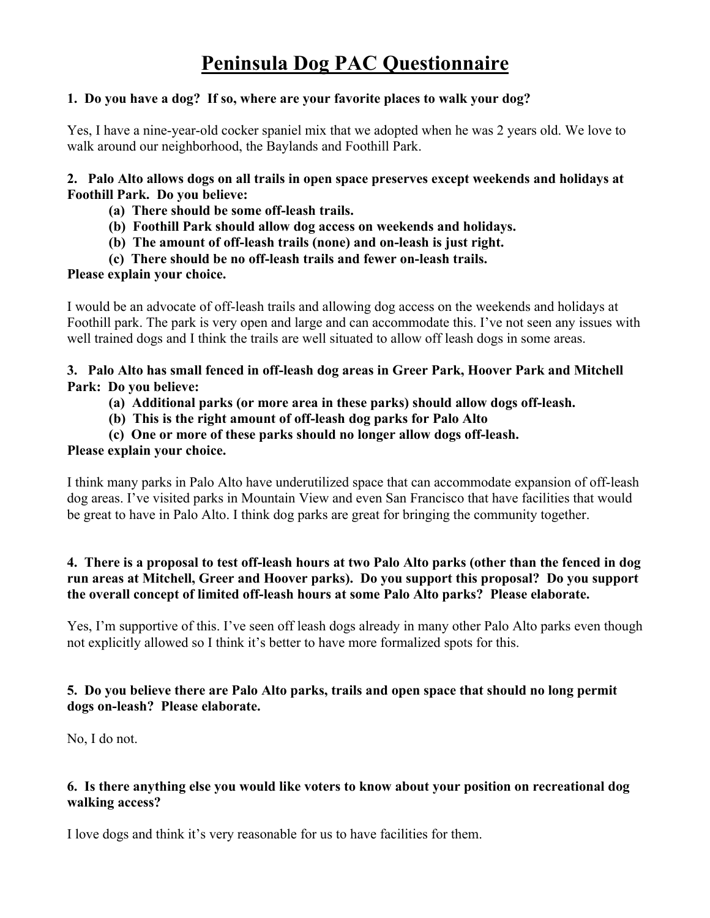# Peninsula Dog PAC Questionnaire

**1. Do you have a dog? If so, where are your favorite places to walk your dog?**

Yes, I have a nine-year-old cocker spaniel mix that we adopted when he was 2 years old. We love to walk around our neighborhood, the Baylands and Foothill Park.

**2. Palo Alto allows dogs on all trails in open space preserves except weekends and holidays at Foothill Park. Do you believe:**

- **(a) There should be some off-leash trails.**
- **(b) Foothill Park should allow dog access on weekends and holidays.**
- **(b) The amount of off-leash trails (none) and on-leash is just right.**
- **(c) There should be no off-leash trails and fewer on-leash trails.**

**Please explain your choice.**

I would be an advocate of off-leash trails and allowing dog access on the weekends and holidays at Foothill park. The park is very open and large and can accommodate this. I've not seen any issues with well trained dogs and I think the trails are well situated to allow off leash dogs in some areas.

**3. Palo Alto has small fenced in off-leash dog areas in Greer Park, Hoover Park and Mitchell Park: Do you believe:**

- **(a) Additional parks (or more area in these parks) should allow dogs off-leash.**
- **(b) This is the right amount of off-leash dog parks for Palo Alto**
- **(c) One or more of these parks should no longer allow dogs off-leash.**

**Please explain your choice.**

I think many parks in Palo Alto have underutilized space that can accommodate expansion of off-leash dog areas. I've visited parks in Mountain View and even San Francisco that have facilities that would be great to have in Palo Alto. I think dog parks are great for bringing the community together.

**4. There is a proposal to test off-leash hours at two Palo Alto parks (other than the fenced in dog run areas at Mitchell, Greer and Hoover parks). Do you support this proposal? Do you support the overall concept of limited off-leash hours at some Palo Alto parks? Please elaborate.**

Yes, I'm supportive of this. I've seen off leash dogs already in many other Palo Alto parks even though not explicitly allowed so I think it's better to have more formalized spots for this.

**5. Do you believe there are Palo Alto parks, trails and open space that should no long permit dogs on-leash? Please elaborate.**

No, I do not.

**6. Is there anything else you would like voters to know about your position on recreational dog walking access?**

I love dogs and think it's very reasonable for us to have facilities for them.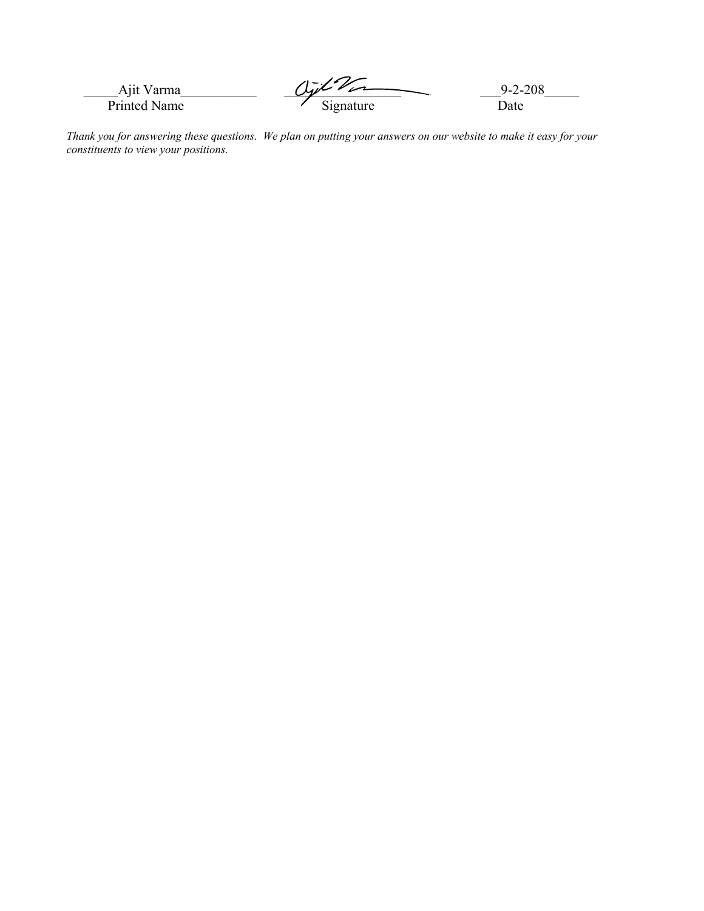_____Ajit Varma___________ _________________ ___9-2-208_____

Printed Name Signature Date

*Thank you for answering these questions. We plan on putting your answers on our website to make it easy for your constituents to view your positions.*